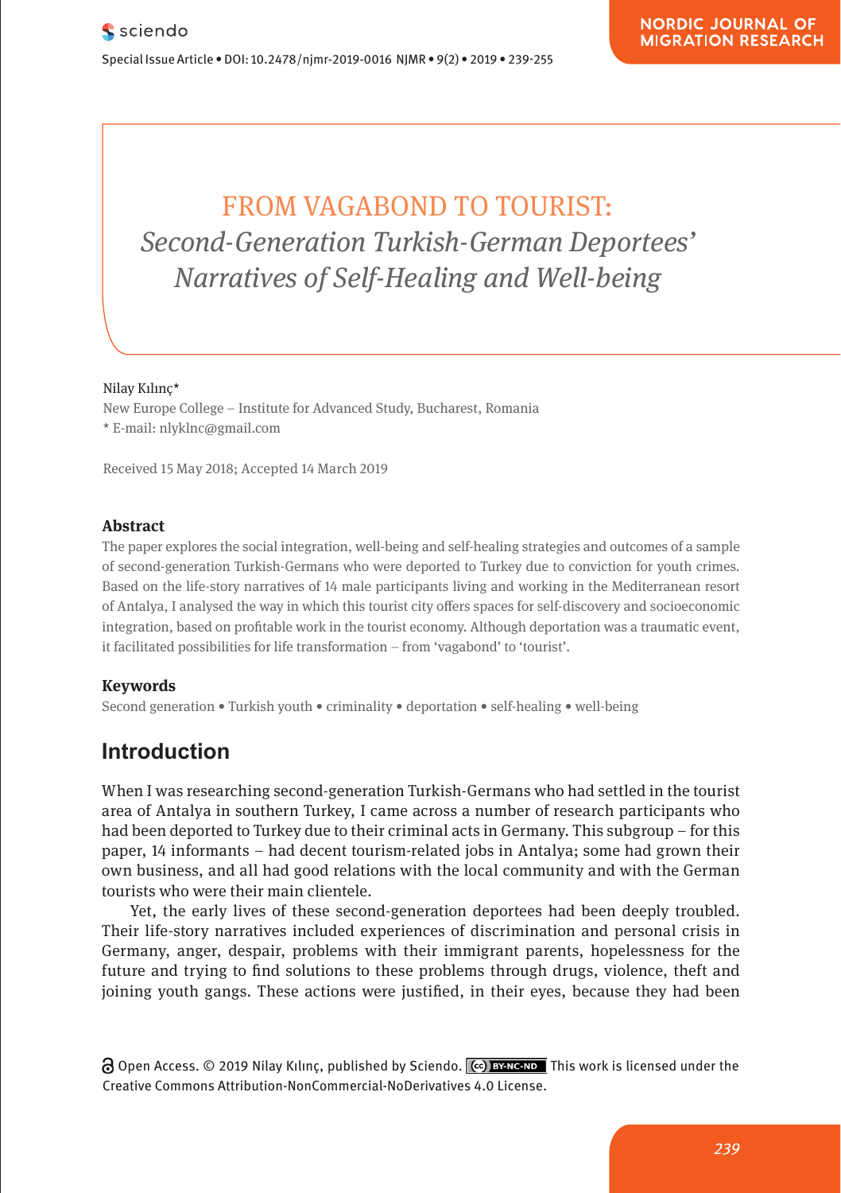# FROM VAGABOND TO TOURIST:
## *Second-Generation Turkish-German Deportees' Narratives of Self-Healing and Well-being*

Nilay Kılınç*

New Europe College – Institute for Advanced Study, Bucharest, Romania

* E-mail: nlyklnc@gmail.com

Received 15 May 2018; Accepted 14 March 2019

### Abstract

The paper explores the social integration, well-being and self-healing strategies and outcomes of a sample of second-generation Turkish-Germans who were deported to Turkey due to conviction for youth crimes. Based on the life-story narratives of 14 male participants living and working in the Mediterranean resort of Antalya, I analysed the way in which this tourist city offers spaces for self-discovery and socioeconomic integration, based on profitable work in the tourist economy. Although deportation was a traumatic event, it facilitated possibilities for life transformation – from 'vagabond' to 'tourist'.

### Keywords

Second generation • Turkish youth • criminality • deportation • self-healing • well-being

## Introduction

When I was researching second-generation Turkish-Germans who had settled in the tourist area of Antalya in southern Turkey, I came across a number of research participants who had been deported to Turkey due to their criminal acts in Germany. This subgroup – for this paper, 14 informants – had decent tourism-related jobs in Antalya; some had grown their own business, and all had good relations with the local community and with the German tourists who were their main clientele.

Yet, the early lives of these second-generation deportees had been deeply troubled. Their life-story narratives included experiences of discrimination and personal crisis in Germany, anger, despair, problems with their immigrant parents, hopelessness for the future and trying to find solutions to these problems through drugs, violence, theft and joining youth gangs. These actions were justified, in their eyes, because they had been

Open Access. © 2019 Nilay Kılınç, published by Sciendo. This work is licensed under the Creative Commons Attribution-NonCommercial-NoDerivatives 4.0 License.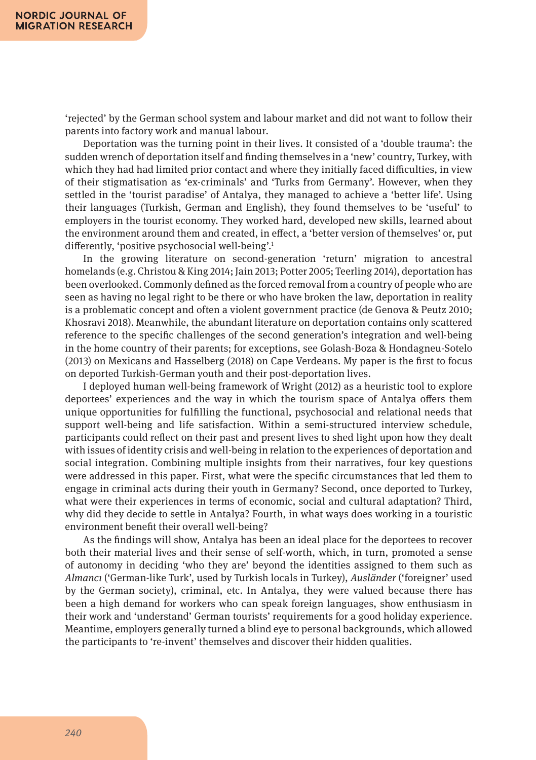'rejected' by the German school system and labour market and did not want to follow their parents into factory work and manual labour.

Deportation was the turning point in their lives. It consisted of a 'double trauma': the sudden wrench of deportation itself and finding themselves in a 'new' country, Turkey, with which they had had limited prior contact and where they initially faced difficulties, in view of their stigmatisation as 'ex-criminals' and 'Turks from Germany'. However, when they settled in the 'tourist paradise' of Antalya, they managed to achieve a 'better life'. Using their languages (Turkish, German and English), they found themselves to be 'useful' to employers in the tourist economy. They worked hard, developed new skills, learned about the environment around them and created, in effect, a 'better version of themselves' or, put differently, 'positive psychosocial well-being'.[1]

In the growing literature on second-generation 'return' migration to ancestral homelands (e.g. Christou & King 2014; Jain 2013; Potter 2005; Teerling 2014), deportation has been overlooked. Commonly defined as the forced removal from a country of people who are seen as having no legal right to be there or who have broken the law, deportation in reality is a problematic concept and often a violent government practice (de Genova & Peutz 2010; Khosravi 2018). Meanwhile, the abundant literature on deportation contains only scattered reference to the specific challenges of the second generation's integration and well-being in the home country of their parents; for exceptions, see Golash-Boza & Hondagneu-Sotelo (2013) on Mexicans and Hasselberg (2018) on Cape Verdeans. My paper is the first to focus on deported Turkish-German youth and their post-deportation lives.

I deployed human well-being framework of Wright (2012) as a heuristic tool to explore deportees' experiences and the way in which the tourism space of Antalya offers them unique opportunities for fulfilling the functional, psychosocial and relational needs that support well-being and life satisfaction. Within a semi-structured interview schedule, participants could reflect on their past and present lives to shed light upon how they dealt with issues of identity crisis and well-being in relation to the experiences of deportation and social integration. Combining multiple insights from their narratives, four key questions were addressed in this paper. First, what were the specific circumstances that led them to engage in criminal acts during their youth in Germany? Second, once deported to Turkey, what were their experiences in terms of economic, social and cultural adaptation? Third, why did they decide to settle in Antalya? Fourth, in what ways does working in a touristic environment benefit their overall well-being?

As the findings will show, Antalya has been an ideal place for the deportees to recover both their material lives and their sense of self-worth, which, in turn, promoted a sense of autonomy in deciding 'who they are' beyond the identities assigned to them such as *Almancı* ('German-like Turk', used by Turkish locals in Turkey), *Ausländer* ('foreigner' used by the German society), criminal, etc. In Antalya, they were valued because there has been a high demand for workers who can speak foreign languages, show enthusiasm in their work and 'understand' German tourists' requirements for a good holiday experience. Meantime, employers generally turned a blind eye to personal backgrounds, which allowed the participants to 're-invent' themselves and discover their hidden qualities.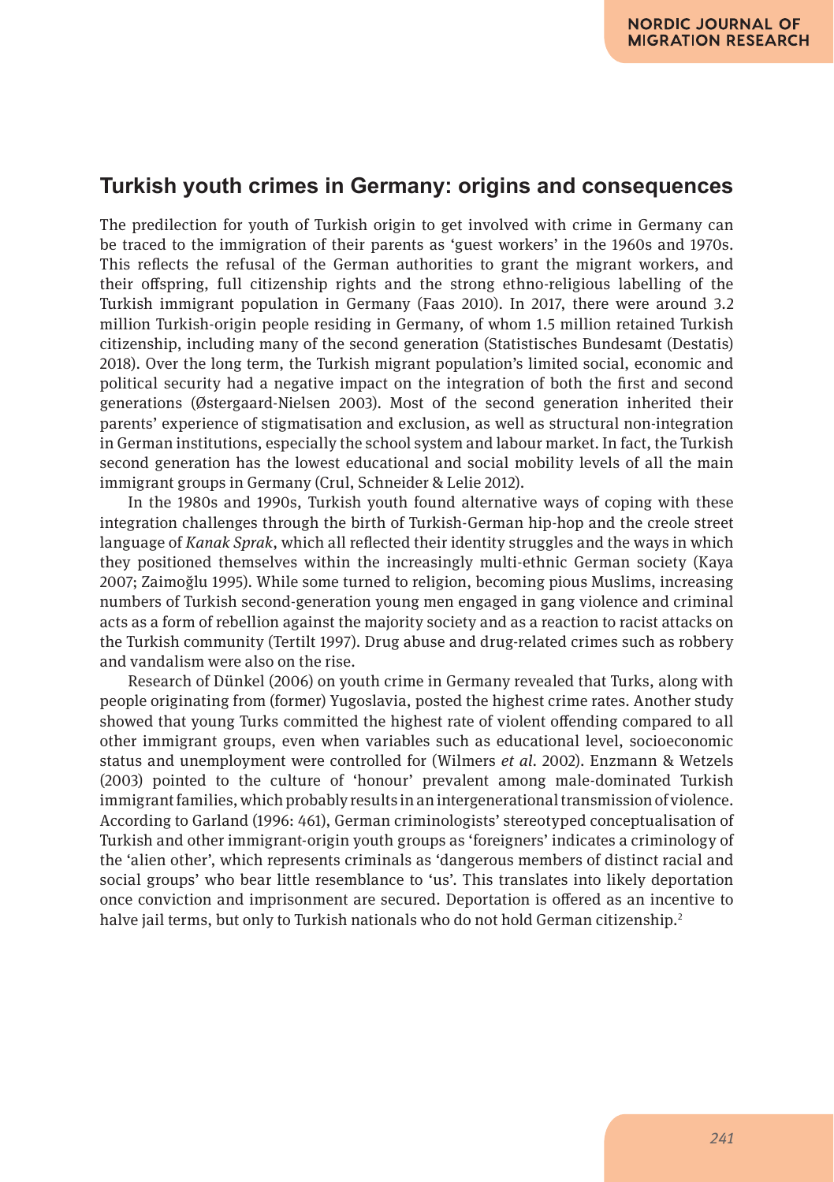## Turkish youth crimes in Germany: origins and consequences

The predilection for youth of Turkish origin to get involved with crime in Germany can be traced to the immigration of their parents as 'guest workers' in the 1960s and 1970s. This reflects the refusal of the German authorities to grant the migrant workers, and their offspring, full citizenship rights and the strong ethno-religious labelling of the Turkish immigrant population in Germany (Faas 2010). In 2017, there were around 3.2 million Turkish-origin people residing in Germany, of whom 1.5 million retained Turkish citizenship, including many of the second generation (Statistisches Bundesamt (Destatis) 2018). Over the long term, the Turkish migrant population's limited social, economic and political security had a negative impact on the integration of both the first and second generations (Østergaard-Nielsen 2003). Most of the second generation inherited their parents' experience of stigmatisation and exclusion, as well as structural non-integration in German institutions, especially the school system and labour market. In fact, the Turkish second generation has the lowest educational and social mobility levels of all the main immigrant groups in Germany (Crul, Schneider & Lelie 2012).

In the 1980s and 1990s, Turkish youth found alternative ways of coping with these integration challenges through the birth of Turkish-German hip-hop and the creole street language of *Kanak Sprak*, which all reflected their identity struggles and the ways in which they positioned themselves within the increasingly multi-ethnic German society (Kaya 2007; Zaimoğlu 1995). While some turned to religion, becoming pious Muslims, increasing numbers of Turkish second-generation young men engaged in gang violence and criminal acts as a form of rebellion against the majority society and as a reaction to racist attacks on the Turkish community (Tertilt 1997). Drug abuse and drug-related crimes such as robbery and vandalism were also on the rise.

Research of Dünkel (2006) on youth crime in Germany revealed that Turks, along with people originating from (former) Yugoslavia, posted the highest crime rates. Another study showed that young Turks committed the highest rate of violent offending compared to all other immigrant groups, even when variables such as educational level, socioeconomic status and unemployment were controlled for (Wilmers *et al.* 2002). Enzmann & Wetzels (2003) pointed to the culture of 'honour' prevalent among male-dominated Turkish immigrant families, which probably results in an intergenerational transmission of violence. According to Garland (1996: 461), German criminologists' stereotyped conceptualisation of Turkish and other immigrant-origin youth groups as 'foreigners' indicates a criminology of the 'alien other', which represents criminals as 'dangerous members of distinct racial and social groups' who bear little resemblance to 'us'. This translates into likely deportation once conviction and imprisonment are secured. Deportation is offered as an incentive to halve jail terms, but only to Turkish nationals who do not hold German citizenship.[2]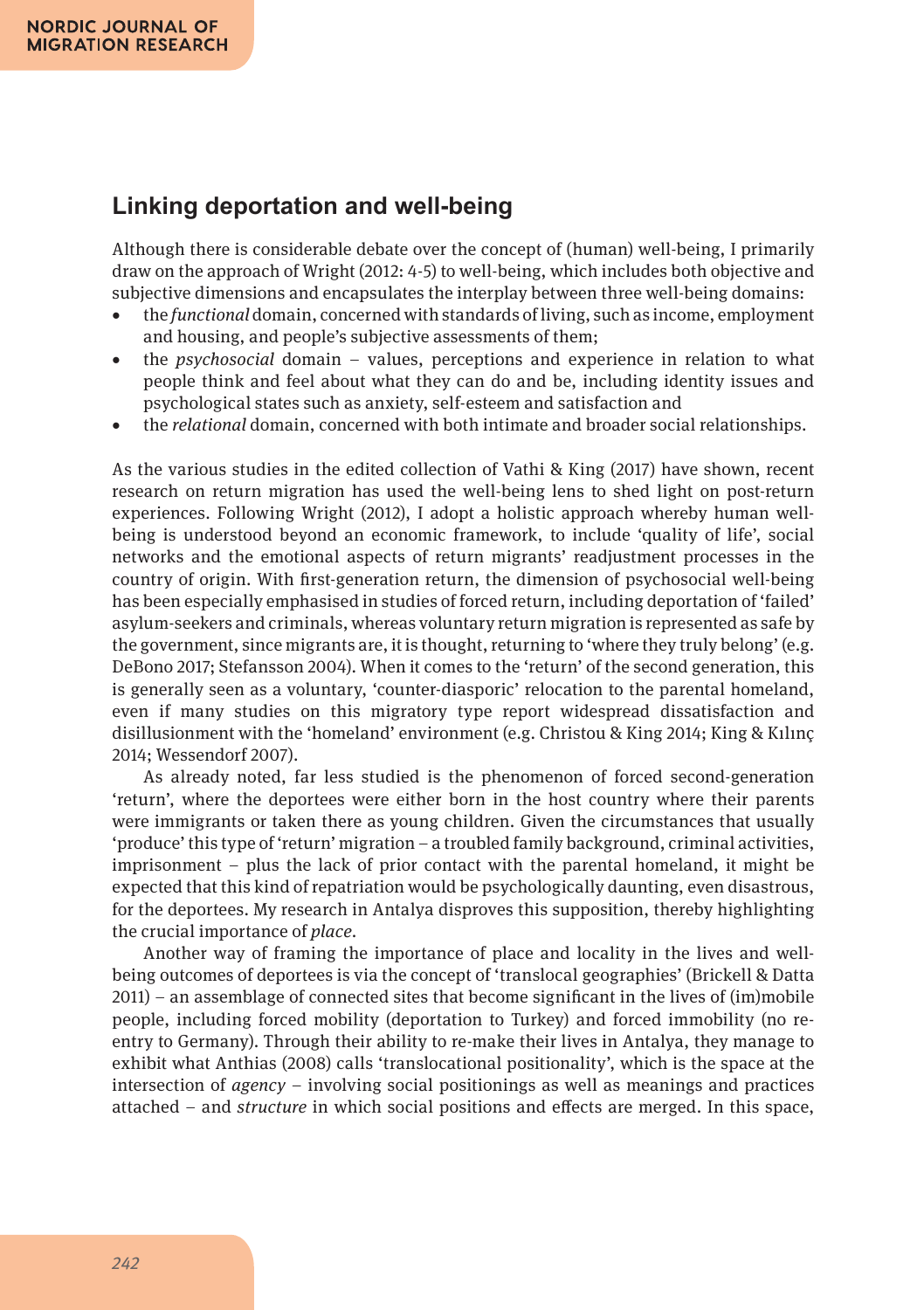## Linking deportation and well-being

Although there is considerable debate over the concept of (human) well-being, I primarily draw on the approach of Wright (2012: 4-5) to well-being, which includes both objective and subjective dimensions and encapsulates the interplay between three well-being domains:

- the *functional* domain, concerned with standards of living, such as income, employment and housing, and people's subjective assessments of them;
- the *psychosocial* domain – values, perceptions and experience in relation to what people think and feel about what they can do and be, including identity issues and psychological states such as anxiety, self-esteem and satisfaction and
- the *relational* domain, concerned with both intimate and broader social relationships.

As the various studies in the edited collection of Vathi & King (2017) have shown, recent research on return migration has used the well-being lens to shed light on post-return experiences. Following Wright (2012), I adopt a holistic approach whereby human well-being is understood beyond an economic framework, to include 'quality of life', social networks and the emotional aspects of return migrants' readjustment processes in the country of origin. With first-generation return, the dimension of psychosocial well-being has been especially emphasised in studies of forced return, including deportation of 'failed' asylum-seekers and criminals, whereas voluntary return migration is represented as safe by the government, since migrants are, it is thought, returning to 'where they truly belong' (e.g. DeBono 2017; Stefansson 2004). When it comes to the 'return' of the second generation, this is generally seen as a voluntary, 'counter-diasporic' relocation to the parental homeland, even if many studies on this migratory type report widespread dissatisfaction and disillusionment with the 'homeland' environment (e.g. Christou & King 2014; King & Kılınç 2014; Wessendorf 2007).

As already noted, far less studied is the phenomenon of forced second-generation 'return', where the deportees were either born in the host country where their parents were immigrants or taken there as young children. Given the circumstances that usually 'produce' this type of 'return' migration – a troubled family background, criminal activities, imprisonment – plus the lack of prior contact with the parental homeland, it might be expected that this kind of repatriation would be psychologically daunting, even disastrous, for the deportees. My research in Antalya disproves this supposition, thereby highlighting the crucial importance of *place*.

Another way of framing the importance of place and locality in the lives and well-being outcomes of deportees is via the concept of 'translocal geographies' (Brickell & Datta 2011) – an assemblage of connected sites that become significant in the lives of (im)mobile people, including forced mobility (deportation to Turkey) and forced immobility (no re-entry to Germany). Through their ability to re-make their lives in Antalya, they manage to exhibit what Anthias (2008) calls 'translocational positionality', which is the space at the intersection of *agency* – involving social positionings as well as meanings and practices attached – and *structure* in which social positions and effects are merged. In this space,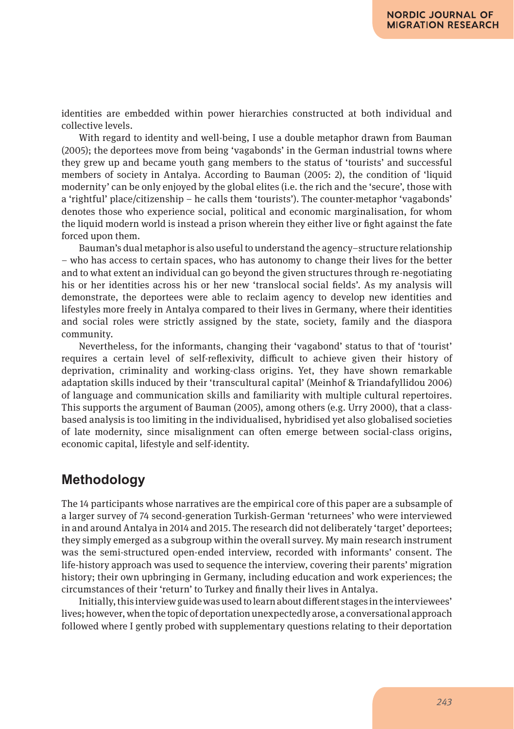identities are embedded within power hierarchies constructed at both individual and collective levels.

With regard to identity and well-being, I use a double metaphor drawn from Bauman (2005); the deportees move from being 'vagabonds' in the German industrial towns where they grew up and became youth gang members to the status of 'tourists' and successful members of society in Antalya. According to Bauman (2005: 2), the condition of 'liquid modernity' can be only enjoyed by the global elites (i.e. the rich and the 'secure', those with a 'rightful' place/citizenship – he calls them 'tourists'). The counter-metaphor 'vagabonds' denotes those who experience social, political and economic marginalisation, for whom the liquid modern world is instead a prison wherein they either live or fight against the fate forced upon them.

Bauman's dual metaphor is also useful to understand the agency–structure relationship – who has access to certain spaces, who has autonomy to change their lives for the better and to what extent an individual can go beyond the given structures through re-negotiating his or her identities across his or her new 'translocal social fields'. As my analysis will demonstrate, the deportees were able to reclaim agency to develop new identities and lifestyles more freely in Antalya compared to their lives in Germany, where their identities and social roles were strictly assigned by the state, society, family and the diaspora community.

Nevertheless, for the informants, changing their 'vagabond' status to that of 'tourist' requires a certain level of self-reflexivity, difficult to achieve given their history of deprivation, criminality and working-class origins. Yet, they have shown remarkable adaptation skills induced by their 'transcultural capital' (Meinhof & Triandafyllidou 2006) of language and communication skills and familiarity with multiple cultural repertoires. This supports the argument of Bauman (2005), among others (e.g. Urry 2000), that a class-based analysis is too limiting in the individualised, hybridised yet also globalised societies of late modernity, since misalignment can often emerge between social-class origins, economic capital, lifestyle and self-identity.

## Methodology

The 14 participants whose narratives are the empirical core of this paper are a subsample of a larger survey of 74 second-generation Turkish-German 'returnees' who were interviewed in and around Antalya in 2014 and 2015. The research did not deliberately 'target' deportees; they simply emerged as a subgroup within the overall survey. My main research instrument was the semi-structured open-ended interview, recorded with informants' consent. The life-history approach was used to sequence the interview, covering their parents' migration history; their own upbringing in Germany, including education and work experiences; the circumstances of their 'return' to Turkey and finally their lives in Antalya.

Initially, this interview guide was used to learn about different stages in the interviewees' lives; however, when the topic of deportation unexpectedly arose, a conversational approach followed where I gently probed with supplementary questions relating to their deportation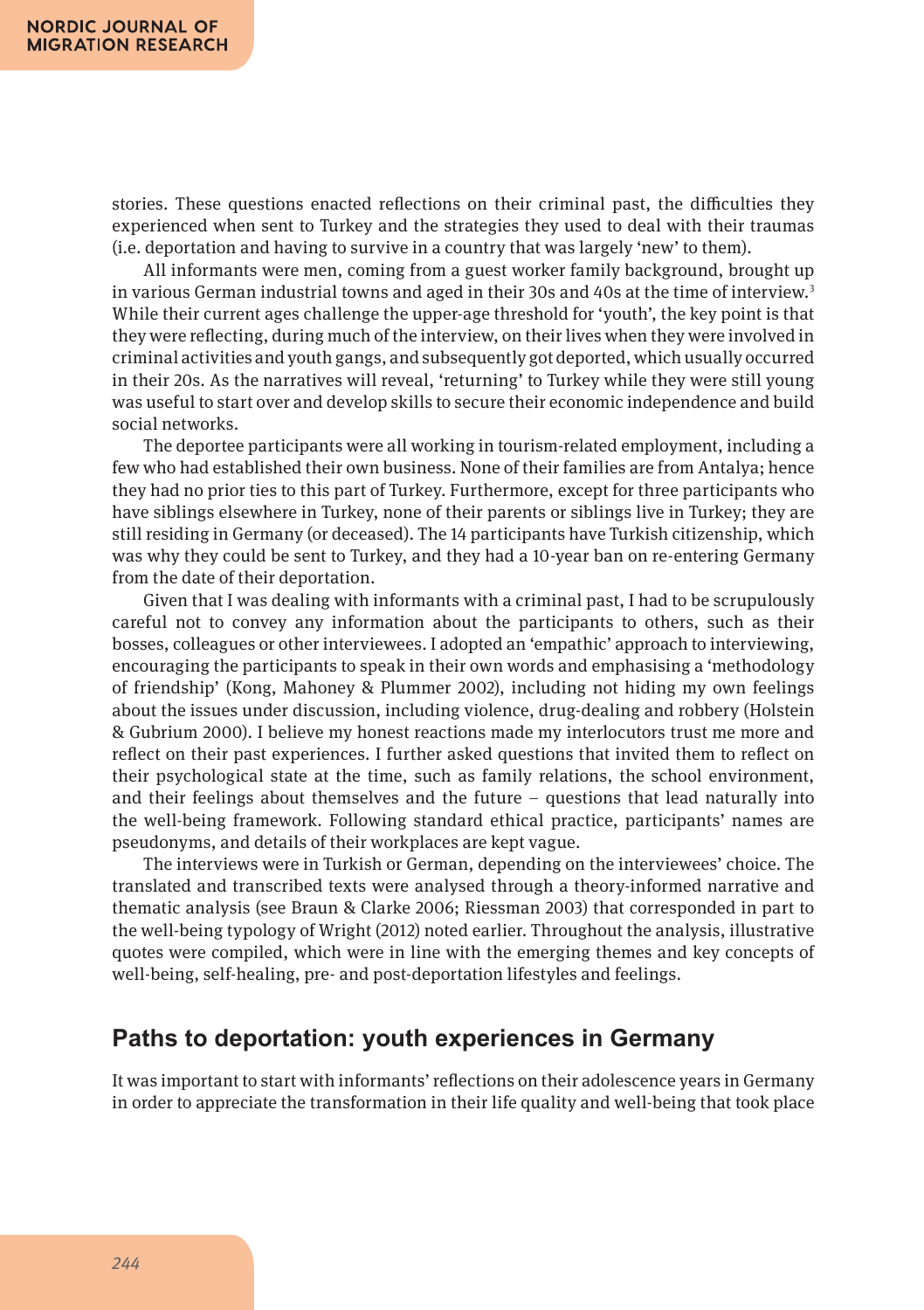stories. These questions enacted reflections on their criminal past, the difficulties they experienced when sent to Turkey and the strategies they used to deal with their traumas (i.e. deportation and having to survive in a country that was largely 'new' to them).

All informants were men, coming from a guest worker family background, brought up in various German industrial towns and aged in their 30s and 40s at the time of interview.[3] While their current ages challenge the upper-age threshold for 'youth', the key point is that they were reflecting, during much of the interview, on their lives when they were involved in criminal activities and youth gangs, and subsequently got deported, which usually occurred in their 20s. As the narratives will reveal, 'returning' to Turkey while they were still young was useful to start over and develop skills to secure their economic independence and build social networks.

The deportee participants were all working in tourism-related employment, including a few who had established their own business. None of their families are from Antalya; hence they had no prior ties to this part of Turkey. Furthermore, except for three participants who have siblings elsewhere in Turkey, none of their parents or siblings live in Turkey; they are still residing in Germany (or deceased). The 14 participants have Turkish citizenship, which was why they could be sent to Turkey, and they had a 10-year ban on re-entering Germany from the date of their deportation.

Given that I was dealing with informants with a criminal past, I had to be scrupulously careful not to convey any information about the participants to others, such as their bosses, colleagues or other interviewees. I adopted an 'empathic' approach to interviewing, encouraging the participants to speak in their own words and emphasising a 'methodology of friendship' (Kong, Mahoney & Plummer 2002), including not hiding my own feelings about the issues under discussion, including violence, drug-dealing and robbery (Holstein & Gubrium 2000). I believe my honest reactions made my interlocutors trust me more and reflect on their past experiences. I further asked questions that invited them to reflect on their psychological state at the time, such as family relations, the school environment, and their feelings about themselves and the future – questions that lead naturally into the well-being framework. Following standard ethical practice, participants' names are pseudonyms, and details of their workplaces are kept vague.

The interviews were in Turkish or German, depending on the interviewees' choice. The translated and transcribed texts were analysed through a theory-informed narrative and thematic analysis (see Braun & Clarke 2006; Riessman 2003) that corresponded in part to the well-being typology of Wright (2012) noted earlier. Throughout the analysis, illustrative quotes were compiled, which were in line with the emerging themes and key concepts of well-being, self-healing, pre- and post-deportation lifestyles and feelings.

## Paths to deportation: youth experiences in Germany

It was important to start with informants' reflections on their adolescence years in Germany in order to appreciate the transformation in their life quality and well-being that took place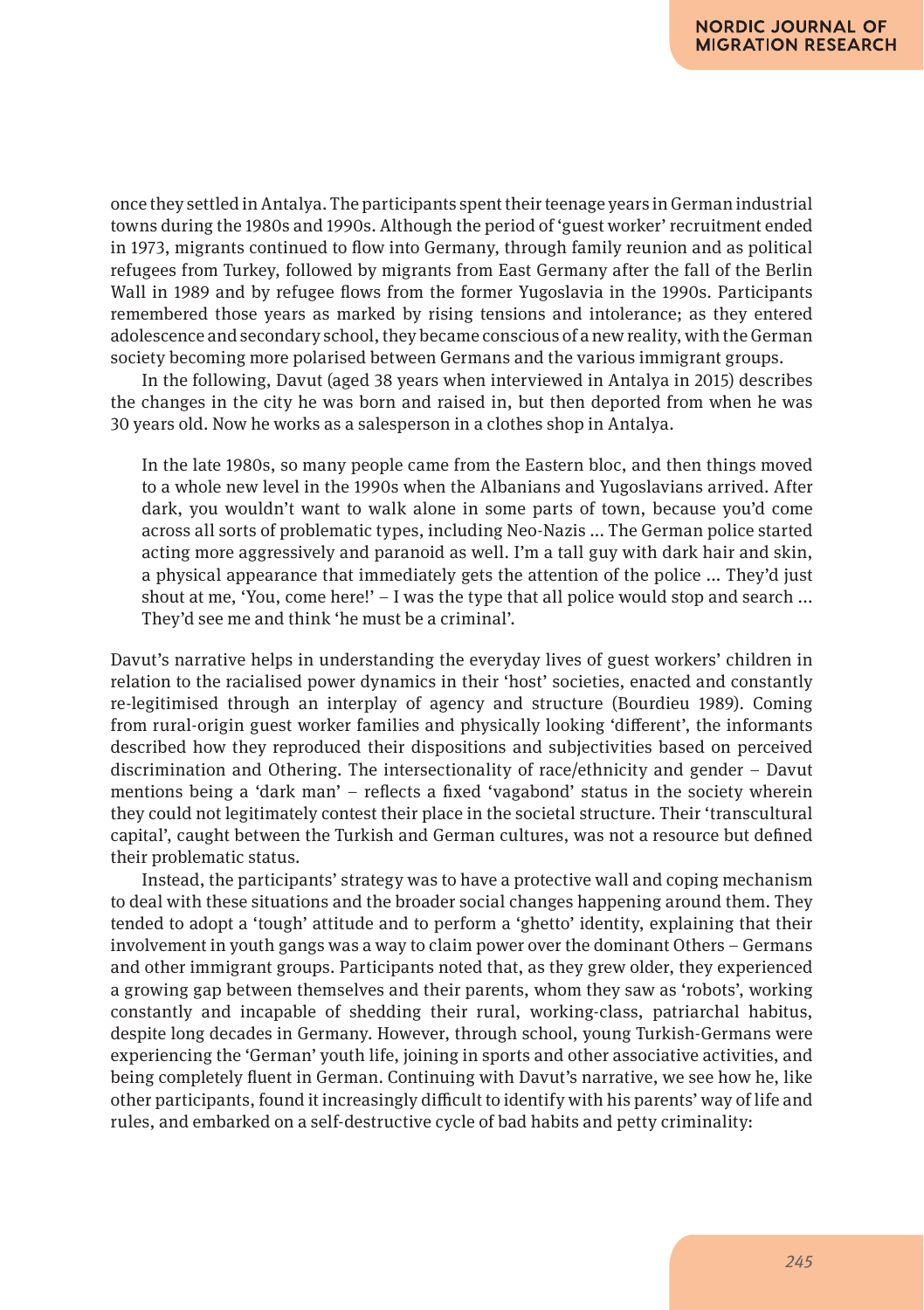once they settled in Antalya. The participants spent their teenage years in German industrial towns during the 1980s and 1990s. Although the period of 'guest worker' recruitment ended in 1973, migrants continued to flow into Germany, through family reunion and as political refugees from Turkey, followed by migrants from East Germany after the fall of the Berlin Wall in 1989 and by refugee flows from the former Yugoslavia in the 1990s. Participants remembered those years as marked by rising tensions and intolerance; as they entered adolescence and secondary school, they became conscious of a new reality, with the German society becoming more polarised between Germans and the various immigrant groups.

In the following, Davut (aged 38 years when interviewed in Antalya in 2015) describes the changes in the city he was born and raised in, but then deported from when he was 30 years old. Now he works as a salesperson in a clothes shop in Antalya.

> In the late 1980s, so many people came from the Eastern bloc, and then things moved to a whole new level in the 1990s when the Albanians and Yugoslavians arrived. After dark, you wouldn't want to walk alone in some parts of town, because you'd come across all sorts of problematic types, including Neo-Nazis ... The German police started acting more aggressively and paranoid as well. I'm a tall guy with dark hair and skin, a physical appearance that immediately gets the attention of the police ... They'd just shout at me, 'You, come here!' – I was the type that all police would stop and search ... They'd see me and think 'he must be a criminal'.

Davut's narrative helps in understanding the everyday lives of guest workers' children in relation to the racialised power dynamics in their 'host' societies, enacted and constantly re-legitimised through an interplay of agency and structure (Bourdieu 1989). Coming from rural-origin guest worker families and physically looking 'different', the informants described how they reproduced their dispositions and subjectivities based on perceived discrimination and Othering. The intersectionality of race/ethnicity and gender – Davut mentions being a 'dark man' – reflects a fixed 'vagabond' status in the society wherein they could not legitimately contest their place in the societal structure. Their 'transcultural capital', caught between the Turkish and German cultures, was not a resource but defined their problematic status.

Instead, the participants' strategy was to have a protective wall and coping mechanism to deal with these situations and the broader social changes happening around them. They tended to adopt a 'tough' attitude and to perform a 'ghetto' identity, explaining that their involvement in youth gangs was a way to claim power over the dominant Others – Germans and other immigrant groups. Participants noted that, as they grew older, they experienced a growing gap between themselves and their parents, whom they saw as 'robots', working constantly and incapable of shedding their rural, working-class, patriarchal habitus, despite long decades in Germany. However, through school, young Turkish-Germans were experiencing the 'German' youth life, joining in sports and other associative activities, and being completely fluent in German. Continuing with Davut's narrative, we see how he, like other participants, found it increasingly difficult to identify with his parents' way of life and rules, and embarked on a self-destructive cycle of bad habits and petty criminality: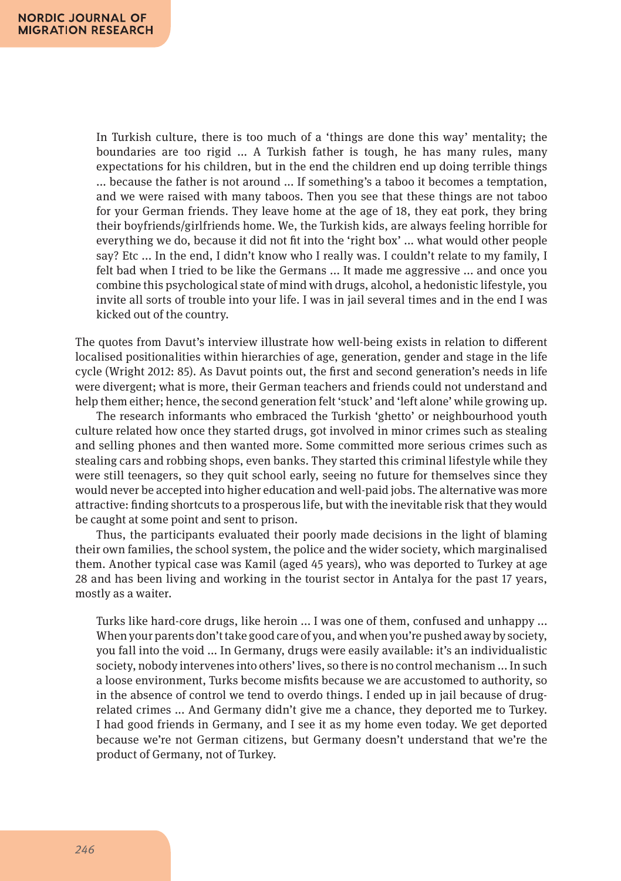> In Turkish culture, there is too much of a 'things are done this way' mentality; the boundaries are too rigid … A Turkish father is tough, he has many rules, many expectations for his children, but in the end the children end up doing terrible things … because the father is not around … If something's a taboo it becomes a temptation, and we were raised with many taboos. Then you see that these things are not taboo for your German friends. They leave home at the age of 18, they eat pork, they bring their boyfriends/girlfriends home. We, the Turkish kids, are always feeling horrible for everything we do, because it did not fit into the 'right box' … what would other people say? Etc … In the end, I didn't know who I really was. I couldn't relate to my family, I felt bad when I tried to be like the Germans … It made me aggressive … and once you combine this psychological state of mind with drugs, alcohol, a hedonistic lifestyle, you invite all sorts of trouble into your life. I was in jail several times and in the end I was kicked out of the country.

The quotes from Davut's interview illustrate how well-being exists in relation to different localised positionalities within hierarchies of age, generation, gender and stage in the life cycle (Wright 2012: 85). As Davut points out, the first and second generation's needs in life were divergent; what is more, their German teachers and friends could not understand and help them either; hence, the second generation felt 'stuck' and 'left alone' while growing up.

The research informants who embraced the Turkish 'ghetto' or neighbourhood youth culture related how once they started drugs, got involved in minor crimes such as stealing and selling phones and then wanted more. Some committed more serious crimes such as stealing cars and robbing shops, even banks. They started this criminal lifestyle while they were still teenagers, so they quit school early, seeing no future for themselves since they would never be accepted into higher education and well-paid jobs. The alternative was more attractive: finding shortcuts to a prosperous life, but with the inevitable risk that they would be caught at some point and sent to prison.

Thus, the participants evaluated their poorly made decisions in the light of blaming their own families, the school system, the police and the wider society, which marginalised them. Another typical case was Kamil (aged 45 years), who was deported to Turkey at age 28 and has been living and working in the tourist sector in Antalya for the past 17 years, mostly as a waiter.

> Turks like hard-core drugs, like heroin … I was one of them, confused and unhappy … When your parents don't take good care of you, and when you're pushed away by society, you fall into the void … In Germany, drugs were easily available: it's an individualistic society, nobody intervenes into others' lives, so there is no control mechanism … In such a loose environment, Turks become misfits because we are accustomed to authority, so in the absence of control we tend to overdo things. I ended up in jail because of drug-related crimes … And Germany didn't give me a chance, they deported me to Turkey. I had good friends in Germany, and I see it as my home even today. We get deported because we're not German citizens, but Germany doesn't understand that we're the product of Germany, not of Turkey.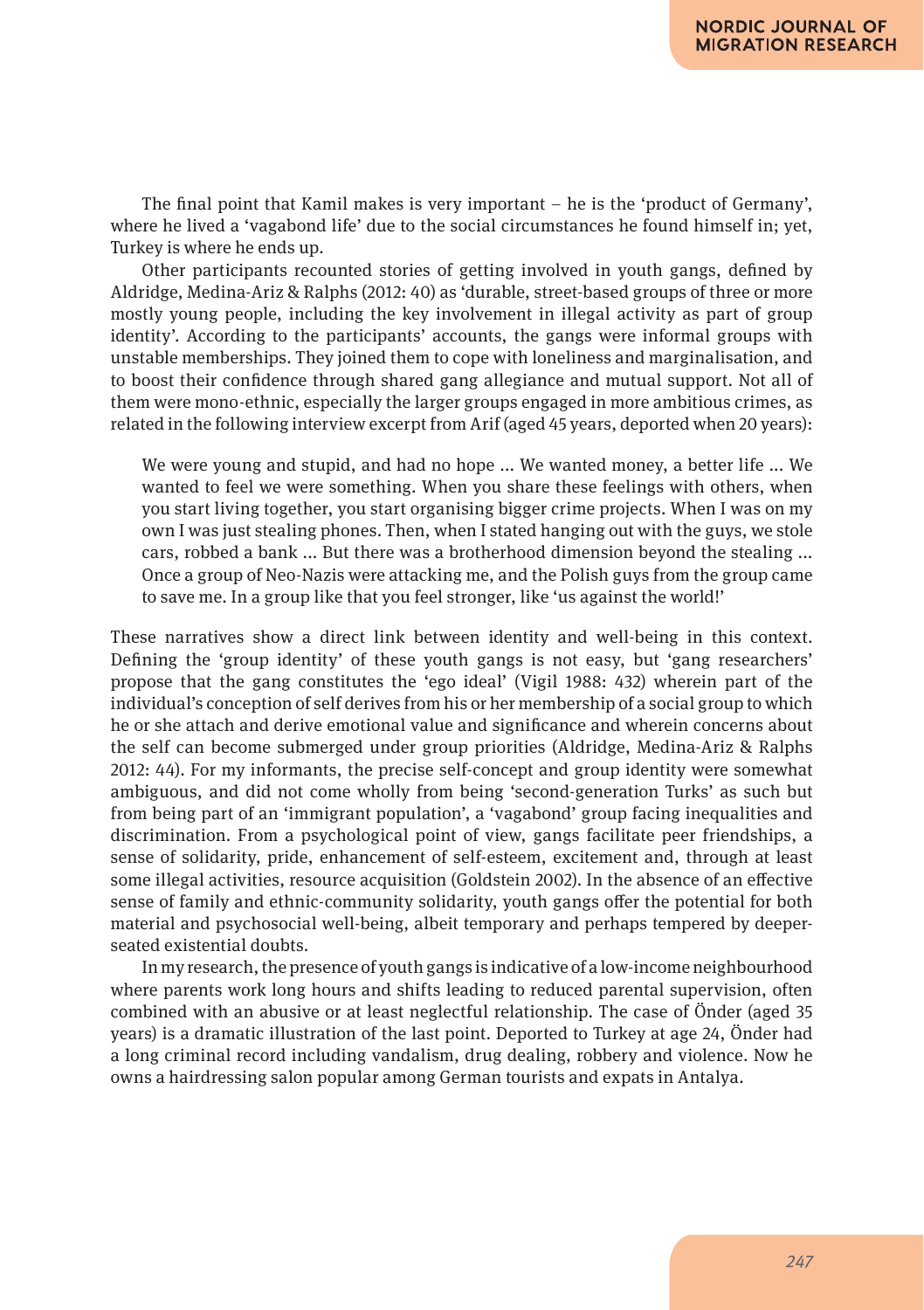The final point that Kamil makes is very important – he is the 'product of Germany', where he lived a 'vagabond life' due to the social circumstances he found himself in; yet, Turkey is where he ends up.

Other participants recounted stories of getting involved in youth gangs, defined by Aldridge, Medina-Ariz & Ralphs (2012: 40) as 'durable, street-based groups of three or more mostly young people, including the key involvement in illegal activity as part of group identity'. According to the participants' accounts, the gangs were informal groups with unstable memberships. They joined them to cope with loneliness and marginalisation, and to boost their confidence through shared gang allegiance and mutual support. Not all of them were mono-ethnic, especially the larger groups engaged in more ambitious crimes, as related in the following interview excerpt from Arif (aged 45 years, deported when 20 years):

> We were young and stupid, and had no hope ... We wanted money, a better life ... We wanted to feel we were something. When you share these feelings with others, when you start living together, you start organising bigger crime projects. When I was on my own I was just stealing phones. Then, when I stated hanging out with the guys, we stole cars, robbed a bank ... But there was a brotherhood dimension beyond the stealing ... Once a group of Neo-Nazis were attacking me, and the Polish guys from the group came to save me. In a group like that you feel stronger, like 'us against the world!'

These narratives show a direct link between identity and well-being in this context. Defining the 'group identity' of these youth gangs is not easy, but 'gang researchers' propose that the gang constitutes the 'ego ideal' (Vigil 1988: 432) wherein part of the individual's conception of self derives from his or her membership of a social group to which he or she attach and derive emotional value and significance and wherein concerns about the self can become submerged under group priorities (Aldridge, Medina-Ariz & Ralphs 2012: 44). For my informants, the precise self-concept and group identity were somewhat ambiguous, and did not come wholly from being 'second-generation Turks' as such but from being part of an 'immigrant population', a 'vagabond' group facing inequalities and discrimination. From a psychological point of view, gangs facilitate peer friendships, a sense of solidarity, pride, enhancement of self-esteem, excitement and, through at least some illegal activities, resource acquisition (Goldstein 2002). In the absence of an effective sense of family and ethnic-community solidarity, youth gangs offer the potential for both material and psychosocial well-being, albeit temporary and perhaps tempered by deeper-seated existential doubts.

In my research, the presence of youth gangs is indicative of a low-income neighbourhood where parents work long hours and shifts leading to reduced parental supervision, often combined with an abusive or at least neglectful relationship. The case of Önder (aged 35 years) is a dramatic illustration of the last point. Deported to Turkey at age 24, Önder had a long criminal record including vandalism, drug dealing, robbery and violence. Now he owns a hairdressing salon popular among German tourists and expats in Antalya.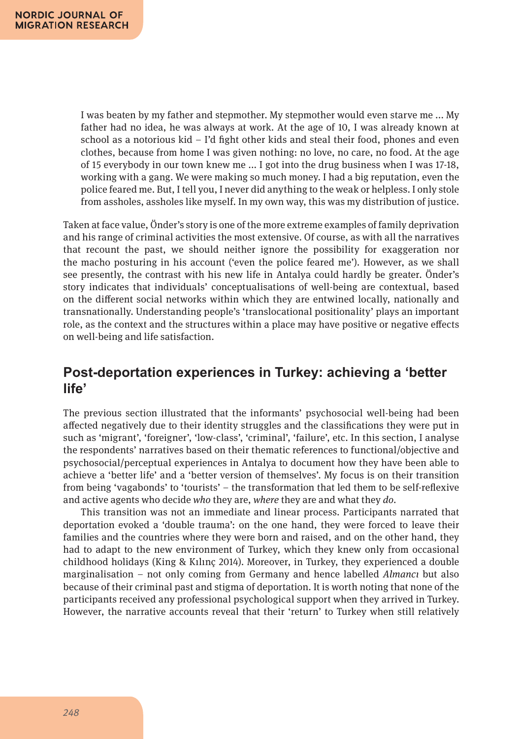> I was beaten by my father and stepmother. My stepmother would even starve me ... My father had no idea, he was always at work. At the age of 10, I was already known at school as a notorious kid – I'd fight other kids and steal their food, phones and even clothes, because from home I was given nothing: no love, no care, no food. At the age of 15 everybody in our town knew me ... I got into the drug business when I was 17-18, working with a gang. We were making so much money. I had a big reputation, even the police feared me. But, I tell you, I never did anything to the weak or helpless. I only stole from assholes, assholes like myself. In my own way, this was my distribution of justice.

Taken at face value, Önder's story is one of the more extreme examples of family deprivation and his range of criminal activities the most extensive. Of course, as with all the narratives that recount the past, we should neither ignore the possibility for exaggeration nor the macho posturing in his account ('even the police feared me'). However, as we shall see presently, the contrast with his new life in Antalya could hardly be greater. Önder's story indicates that individuals' conceptualisations of well-being are contextual, based on the different social networks within which they are entwined locally, nationally and transnationally. Understanding people's 'translocational positionality' plays an important role, as the context and the structures within a place may have positive or negative effects on well-being and life satisfaction.

## Post-deportation experiences in Turkey: achieving a 'better life'

The previous section illustrated that the informants' psychosocial well-being had been affected negatively due to their identity struggles and the classifications they were put in such as 'migrant', 'foreigner', 'low-class', 'criminal', 'failure', etc. In this section, I analyse the respondents' narratives based on their thematic references to functional/objective and psychosocial/perceptual experiences in Antalya to document how they have been able to achieve a 'better life' and a 'better version of themselves'. My focus is on their transition from being 'vagabonds' to 'tourists' – the transformation that led them to be self-reflexive and active agents who decide *who* they are, *where* they are and what they *do*.

This transition was not an immediate and linear process. Participants narrated that deportation evoked a 'double trauma': on the one hand, they were forced to leave their families and the countries where they were born and raised, and on the other hand, they had to adapt to the new environment of Turkey, which they knew only from occasional childhood holidays (King & Kılınç 2014). Moreover, in Turkey, they experienced a double marginalisation – not only coming from Germany and hence labelled *Almancı* but also because of their criminal past and stigma of deportation. It is worth noting that none of the participants received any professional psychological support when they arrived in Turkey. However, the narrative accounts reveal that their 'return' to Turkey when still relatively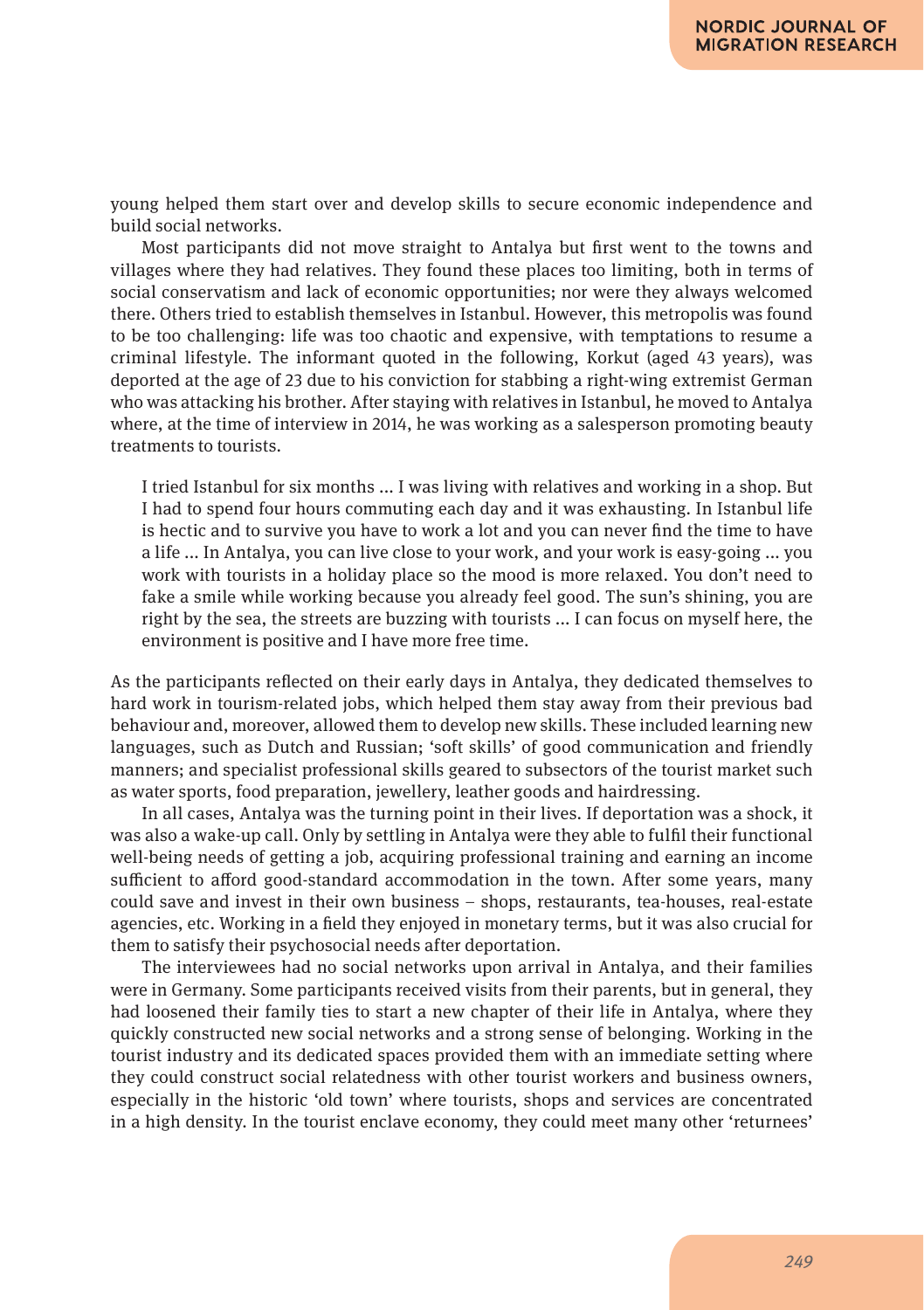young helped them start over and develop skills to secure economic independence and build social networks.

Most participants did not move straight to Antalya but first went to the towns and villages where they had relatives. They found these places too limiting, both in terms of social conservatism and lack of economic opportunities; nor were they always welcomed there. Others tried to establish themselves in Istanbul. However, this metropolis was found to be too challenging: life was too chaotic and expensive, with temptations to resume a criminal lifestyle. The informant quoted in the following, Korkut (aged 43 years), was deported at the age of 23 due to his conviction for stabbing a right-wing extremist German who was attacking his brother. After staying with relatives in Istanbul, he moved to Antalya where, at the time of interview in 2014, he was working as a salesperson promoting beauty treatments to tourists.

> I tried Istanbul for six months ... I was living with relatives and working in a shop. But I had to spend four hours commuting each day and it was exhausting. In Istanbul life is hectic and to survive you have to work a lot and you can never find the time to have a life ... In Antalya, you can live close to your work, and your work is easy-going ... you work with tourists in a holiday place so the mood is more relaxed. You don't need to fake a smile while working because you already feel good. The sun's shining, you are right by the sea, the streets are buzzing with tourists ... I can focus on myself here, the environment is positive and I have more free time.

As the participants reflected on their early days in Antalya, they dedicated themselves to hard work in tourism-related jobs, which helped them stay away from their previous bad behaviour and, moreover, allowed them to develop new skills. These included learning new languages, such as Dutch and Russian; 'soft skills' of good communication and friendly manners; and specialist professional skills geared to subsectors of the tourist market such as water sports, food preparation, jewellery, leather goods and hairdressing.

In all cases, Antalya was the turning point in their lives. If deportation was a shock, it was also a wake-up call. Only by settling in Antalya were they able to fulfil their functional well-being needs of getting a job, acquiring professional training and earning an income sufficient to afford good-standard accommodation in the town. After some years, many could save and invest in their own business – shops, restaurants, tea-houses, real-estate agencies, etc. Working in a field they enjoyed in monetary terms, but it was also crucial for them to satisfy their psychosocial needs after deportation.

The interviewees had no social networks upon arrival in Antalya, and their families were in Germany. Some participants received visits from their parents, but in general, they had loosened their family ties to start a new chapter of their life in Antalya, where they quickly constructed new social networks and a strong sense of belonging. Working in the tourist industry and its dedicated spaces provided them with an immediate setting where they could construct social relatedness with other tourist workers and business owners, especially in the historic 'old town' where tourists, shops and services are concentrated in a high density. In the tourist enclave economy, they could meet many other 'returnees'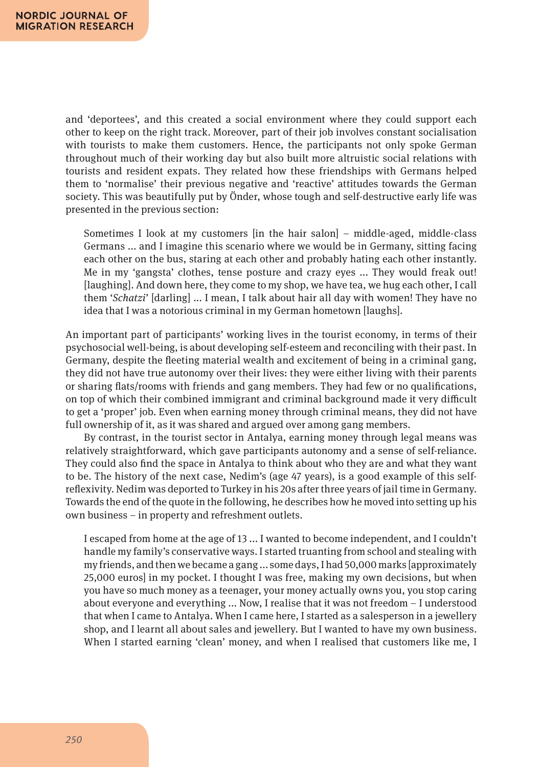and 'deportees', and this created a social environment where they could support each other to keep on the right track. Moreover, part of their job involves constant socialisation with tourists to make them customers. Hence, the participants not only spoke German throughout much of their working day but also built more altruistic social relations with tourists and resident expats. They related how these friendships with Germans helped them to 'normalise' their previous negative and 'reactive' attitudes towards the German society. This was beautifully put by Önder, whose tough and self-destructive early life was presented in the previous section:

> Sometimes I look at my customers [in the hair salon] – middle-aged, middle-class Germans ... and I imagine this scenario where we would be in Germany, sitting facing each other on the bus, staring at each other and probably hating each other instantly. Me in my 'gangsta' clothes, tense posture and crazy eyes ... They would freak out! [laughing]. And down here, they come to my shop, we have tea, we hug each other, I call them '*Schatzi*' [darling] ... I mean, I talk about hair all day with women! They have no idea that I was a notorious criminal in my German hometown [laughs].

An important part of participants' working lives in the tourist economy, in terms of their psychosocial well-being, is about developing self-esteem and reconciling with their past. In Germany, despite the fleeting material wealth and excitement of being in a criminal gang, they did not have true autonomy over their lives: they were either living with their parents or sharing flats/rooms with friends and gang members. They had few or no qualifications, on top of which their combined immigrant and criminal background made it very difficult to get a 'proper' job. Even when earning money through criminal means, they did not have full ownership of it, as it was shared and argued over among gang members.

By contrast, in the tourist sector in Antalya, earning money through legal means was relatively straightforward, which gave participants autonomy and a sense of self-reliance. They could also find the space in Antalya to think about who they are and what they want to be. The history of the next case, Nedim's (age 47 years), is a good example of this self-reflexivity. Nedim was deported to Turkey in his 20s after three years of jail time in Germany. Towards the end of the quote in the following, he describes how he moved into setting up his own business – in property and refreshment outlets.

> I escaped from home at the age of 13 ... I wanted to become independent, and I couldn't handle my family's conservative ways. I started truanting from school and stealing with my friends, and then we became a gang ... some days, I had 50,000 marks [approximately 25,000 euros] in my pocket. I thought I was free, making my own decisions, but when you have so much money as a teenager, your money actually owns you, you stop caring about everyone and everything ... Now, I realise that it was not freedom – I understood that when I came to Antalya. When I came here, I started as a salesperson in a jewellery shop, and I learnt all about sales and jewellery. But I wanted to have my own business. When I started earning 'clean' money, and when I realised that customers like me, I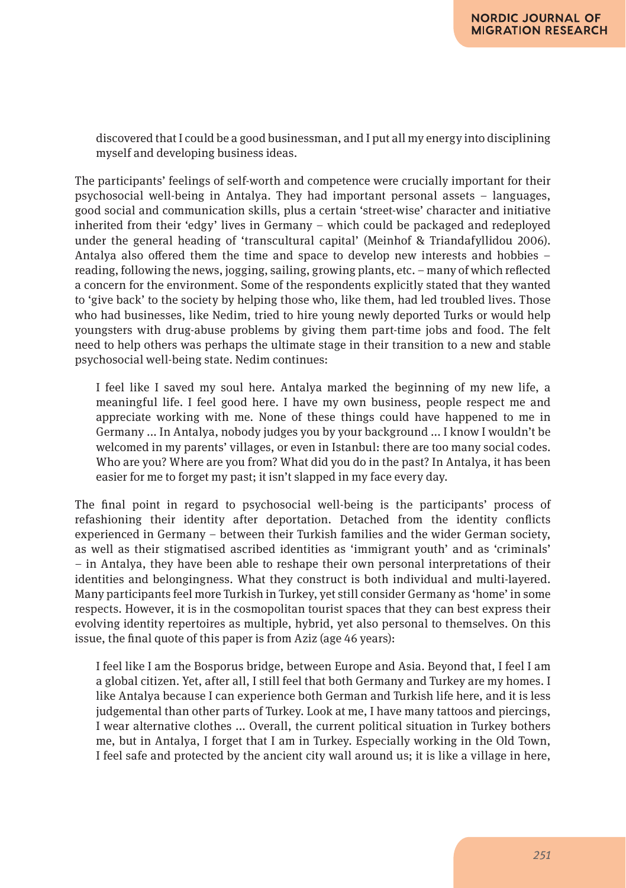> discovered that I could be a good businessman, and I put all my energy into disciplining myself and developing business ideas.

The participants' feelings of self-worth and competence were crucially important for their psychosocial well-being in Antalya. They had important personal assets – languages, good social and communication skills, plus a certain 'street-wise' character and initiative inherited from their 'edgy' lives in Germany – which could be packaged and redeployed under the general heading of 'transcultural capital' (Meinhof & Triandafyllidou 2006). Antalya also offered them the time and space to develop new interests and hobbies – reading, following the news, jogging, sailing, growing plants, etc. – many of which reflected a concern for the environment. Some of the respondents explicitly stated that they wanted to 'give back' to the society by helping those who, like them, had led troubled lives. Those who had businesses, like Nedim, tried to hire young newly deported Turks or would help youngsters with drug-abuse problems by giving them part-time jobs and food. The felt need to help others was perhaps the ultimate stage in their transition to a new and stable psychosocial well-being state. Nedim continues:

> I feel like I saved my soul here. Antalya marked the beginning of my new life, a meaningful life. I feel good here. I have my own business, people respect me and appreciate working with me. None of these things could have happened to me in Germany ... In Antalya, nobody judges you by your background ... I know I wouldn't be welcomed in my parents' villages, or even in Istanbul: there are too many social codes. Who are you? Where are you from? What did you do in the past? In Antalya, it has been easier for me to forget my past; it isn't slapped in my face every day.

The final point in regard to psychosocial well-being is the participants' process of refashioning their identity after deportation. Detached from the identity conflicts experienced in Germany – between their Turkish families and the wider German society, as well as their stigmatised ascribed identities as 'immigrant youth' and as 'criminals' – in Antalya, they have been able to reshape their own personal interpretations of their identities and belongingness. What they construct is both individual and multi-layered. Many participants feel more Turkish in Turkey, yet still consider Germany as 'home' in some respects. However, it is in the cosmopolitan tourist spaces that they can best express their evolving identity repertoires as multiple, hybrid, yet also personal to themselves. On this issue, the final quote of this paper is from Aziz (age 46 years):

> I feel like I am the Bosporus bridge, between Europe and Asia. Beyond that, I feel I am a global citizen. Yet, after all, I still feel that both Germany and Turkey are my homes. I like Antalya because I can experience both German and Turkish life here, and it is less judgemental than other parts of Turkey. Look at me, I have many tattoos and piercings, I wear alternative clothes ... Overall, the current political situation in Turkey bothers me, but in Antalya, I forget that I am in Turkey. Especially working in the Old Town, I feel safe and protected by the ancient city wall around us; it is like a village in here,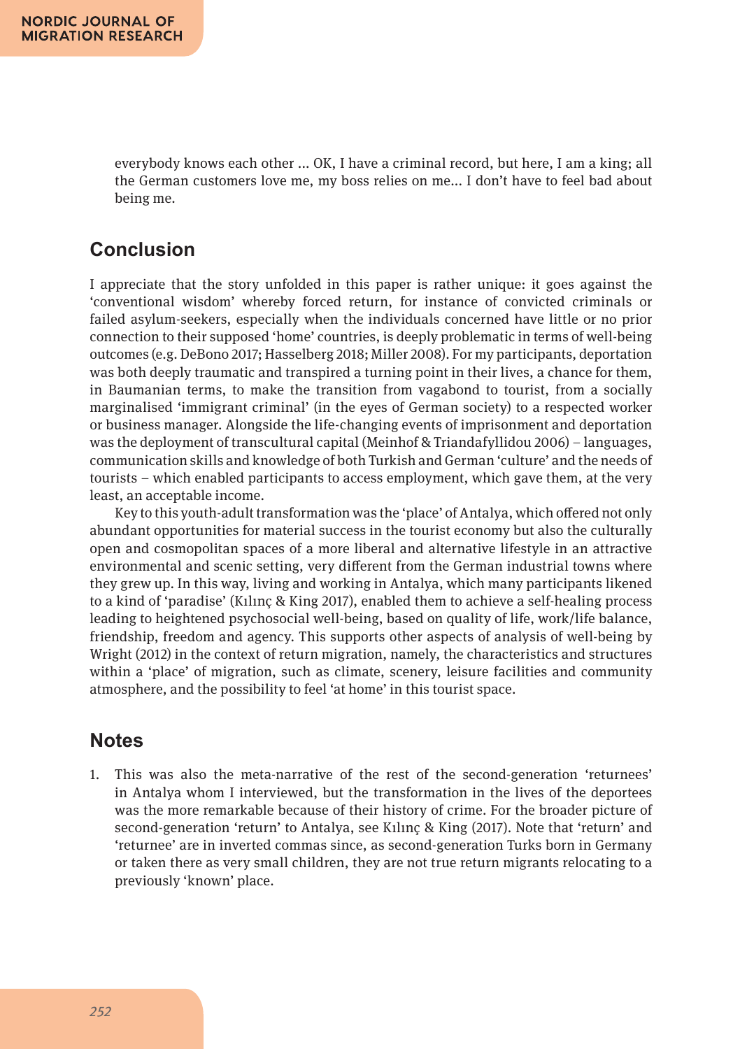> everybody knows each other ... OK, I have a criminal record, but here, I am a king; all the German customers love me, my boss relies on me... I don't have to feel bad about being me.

## Conclusion

I appreciate that the story unfolded in this paper is rather unique: it goes against the 'conventional wisdom' whereby forced return, for instance of convicted criminals or failed asylum-seekers, especially when the individuals concerned have little or no prior connection to their supposed 'home' countries, is deeply problematic in terms of well-being outcomes (e.g. DeBono 2017; Hasselberg 2018; Miller 2008). For my participants, deportation was both deeply traumatic and transpired a turning point in their lives, a chance for them, in Baumanian terms, to make the transition from vagabond to tourist, from a socially marginalised 'immigrant criminal' (in the eyes of German society) to a respected worker or business manager. Alongside the life-changing events of imprisonment and deportation was the deployment of transcultural capital (Meinhof & Triandafyllidou 2006) – languages, communication skills and knowledge of both Turkish and German 'culture' and the needs of tourists – which enabled participants to access employment, which gave them, at the very least, an acceptable income.

Key to this youth-adult transformation was the 'place' of Antalya, which offered not only abundant opportunities for material success in the tourist economy but also the culturally open and cosmopolitan spaces of a more liberal and alternative lifestyle in an attractive environmental and scenic setting, very different from the German industrial towns where they grew up. In this way, living and working in Antalya, which many participants likened to a kind of 'paradise' (Kılınç & King 2017), enabled them to achieve a self-healing process leading to heightened psychosocial well-being, based on quality of life, work/life balance, friendship, freedom and agency. This supports other aspects of analysis of well-being by Wright (2012) in the context of return migration, namely, the characteristics and structures within a 'place' of migration, such as climate, scenery, leisure facilities and community atmosphere, and the possibility to feel 'at home' in this tourist space.

## Notes

1. This was also the meta-narrative of the rest of the second-generation 'returnees' in Antalya whom I interviewed, but the transformation in the lives of the deportees was the more remarkable because of their history of crime. For the broader picture of second-generation 'return' to Antalya, see Kılınç & King (2017). Note that 'return' and 'returnee' are in inverted commas since, as second-generation Turks born in Germany or taken there as very small children, they are not true return migrants relocating to a previously 'known' place.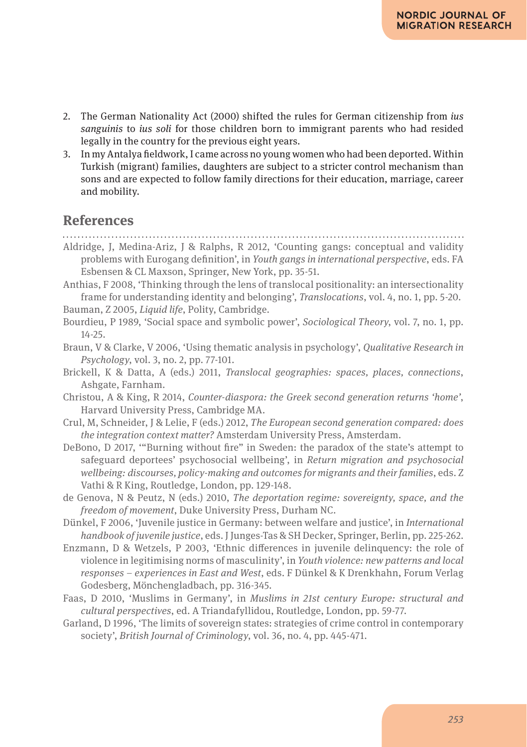2. The German Nationality Act (2000) shifted the rules for German citizenship from *ius sanguinis* to *ius soli* for those children born to immigrant parents who had resided legally in the country for the previous eight years.
3. In my Antalya fieldwork, I came across no young women who had been deported. Within Turkish (migrant) families, daughters are subject to a stricter control mechanism than sons and are expected to follow family directions for their education, marriage, career and mobility.

## References

Aldridge, J, Medina-Ariz, J & Ralphs, R 2012, 'Counting gangs: conceptual and validity problems with Eurogang definition', in *Youth gangs in international perspective*, eds. FA Esbensen & CL Maxson, Springer, New York, pp. 35-51.

Anthias, F 2008, 'Thinking through the lens of translocal positionality: an intersectionality frame for understanding identity and belonging', *Translocations*, vol. 4, no. 1, pp. 5-20.

Bauman, Z 2005, *Liquid life*, Polity, Cambridge.

Bourdieu, P 1989, 'Social space and symbolic power', *Sociological Theory*, vol. 7, no. 1, pp. 14-25.

Braun, V & Clarke, V 2006, 'Using thematic analysis in psychology', *Qualitative Research in Psychology*, vol. 3, no. 2, pp. 77-101.

Brickell, K & Datta, A (eds.) 2011, *Translocal geographies: spaces, places, connections*, Ashgate, Farnham.

Christou, A & King, R 2014, *Counter-diaspora: the Greek second generation returns 'home'*, Harvard University Press, Cambridge MA.

Crul, M, Schneider, J & Lelie, F (eds.) 2012, *The European second generation compared: does the integration context matter?* Amsterdam University Press, Amsterdam.

DeBono, D 2017, '"Burning without fire" in Sweden: the paradox of the state's attempt to safeguard deportees' psychosocial wellbeing', in *Return migration and psychosocial wellbeing: discourses, policy-making and outcomes for migrants and their families*, eds. Z Vathi & R King, Routledge, London, pp. 129-148.

de Genova, N & Peutz, N (eds.) 2010, *The deportation regime: sovereignty, space, and the freedom of movement*, Duke University Press, Durham NC.

Dünkel, F 2006, 'Juvenile justice in Germany: between welfare and justice', in *International handbook of juvenile justice*, eds. J Junges-Tas & SH Decker, Springer, Berlin, pp. 225-262.

Enzmann, D & Wetzels, P 2003, 'Ethnic differences in juvenile delinquency: the role of violence in legitimising norms of masculinity', in *Youth violence: new patterns and local responses – experiences in East and West*, eds. F Dünkel & K Drenkhahn, Forum Verlag Godesberg, Mönchengladbach, pp. 316-345.

Faas, D 2010, 'Muslims in Germany', in *Muslims in 21st century Europe: structural and cultural perspectives*, ed. A Triandafyllidou, Routledge, London, pp. 59-77.

Garland, D 1996, 'The limits of sovereign states: strategies of crime control in contemporary society', *British Journal of Criminology*, vol. 36, no. 4, pp. 445-471.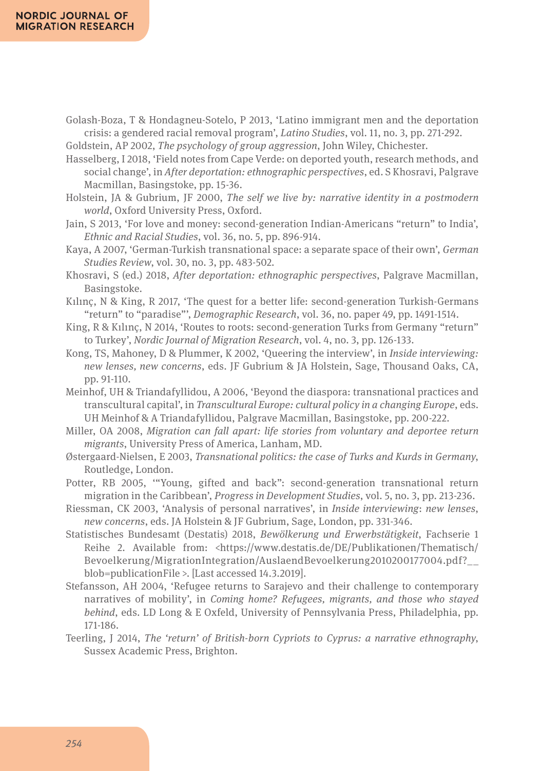Golash-Boza, T & Hondagneu-Sotelo, P 2013, 'Latino immigrant men and the deportation crisis: a gendered racial removal program', *Latino Studies*, vol. 11, no. 3, pp. 271-292.

Goldstein, AP 2002, *The psychology of group aggression*, John Wiley, Chichester.

Hasselberg, I 2018, 'Field notes from Cape Verde: on deported youth, research methods, and social change', in *After deportation: ethnographic perspectives*, ed. S Khosravi, Palgrave Macmillan, Basingstoke, pp. 15-36.

Holstein, JA & Gubrium, JF 2000, *The self we live by: narrative identity in a postmodern world*, Oxford University Press, Oxford.

Jain, S 2013, 'For love and money: second-generation Indian-Americans "return" to India', *Ethnic and Racial Studies*, vol. 36, no. 5, pp. 896-914.

Kaya, A 2007, 'German-Turkish transnational space: a separate space of their own', *German Studies Review*, vol. 30, no. 3, pp. 483-502.

Khosravi, S (ed.) 2018, *After deportation: ethnographic perspectives*, Palgrave Macmillan, Basingstoke.

Kılınç, N & King, R 2017, 'The quest for a better life: second-generation Turkish-Germans "return" to "paradise"', *Demographic Research*, vol. 36, no. paper 49, pp. 1491-1514.

King, R & Kılınç, N 2014, 'Routes to roots: second-generation Turks from Germany "return" to Turkey', *Nordic Journal of Migration Research*, vol. 4, no. 3, pp. 126-133.

Kong, TS, Mahoney, D & Plummer, K 2002, 'Queering the interview', in *Inside interviewing: new lenses, new concerns*, eds. JF Gubrium & JA Holstein, Sage, Thousand Oaks, CA, pp. 91-110.

Meinhof, UH & Triandafyllidou, A 2006, 'Beyond the diaspora: transnational practices and transcultural capital', in *Transcultural Europe: cultural policy in a changing Europe*, eds. UH Meinhof & A Triandafyllidou, Palgrave Macmillan, Basingstoke, pp. 200-222.

Miller, OA 2008, *Migration can fall apart: life stories from voluntary and deportee return migrants*, University Press of America, Lanham, MD.

Østergaard-Nielsen, E 2003, *Transnational politics: the case of Turks and Kurds in Germany*, Routledge, London.

Potter, RB 2005, '"Young, gifted and back": second-generation transnational return migration in the Caribbean', *Progress in Development Studies*, vol. 5, no. 3, pp. 213-236.

Riessman, CK 2003, 'Analysis of personal narratives', in *Inside interviewing*: *new lenses, new concerns*, eds. JA Holstein & JF Gubrium, Sage, London, pp. 331-346.

Statistisches Bundesamt (Destatis) 2018, *Bewölkerung und Erwerbstätigkeit*, Fachserie 1 Reihe 2. Available from: <https://www.destatis.de/DE/Publikationen/Thematisch/Bevoelkerung/MigrationIntegration/AuslaendBevoelkerung2010200177004.pdf?__blob=publicationFile >. [Last accessed 14.3.2019].

Stefansson, AH 2004, 'Refugee returns to Sarajevo and their challenge to contemporary narratives of mobility', in *Coming home? Refugees, migrants, and those who stayed behind*, eds. LD Long & E Oxfeld, University of Pennsylvania Press, Philadelphia, pp. 171-186.

Teerling, J 2014, *The 'return' of British-born Cypriots to Cyprus: a narrative ethnography*, Sussex Academic Press, Brighton.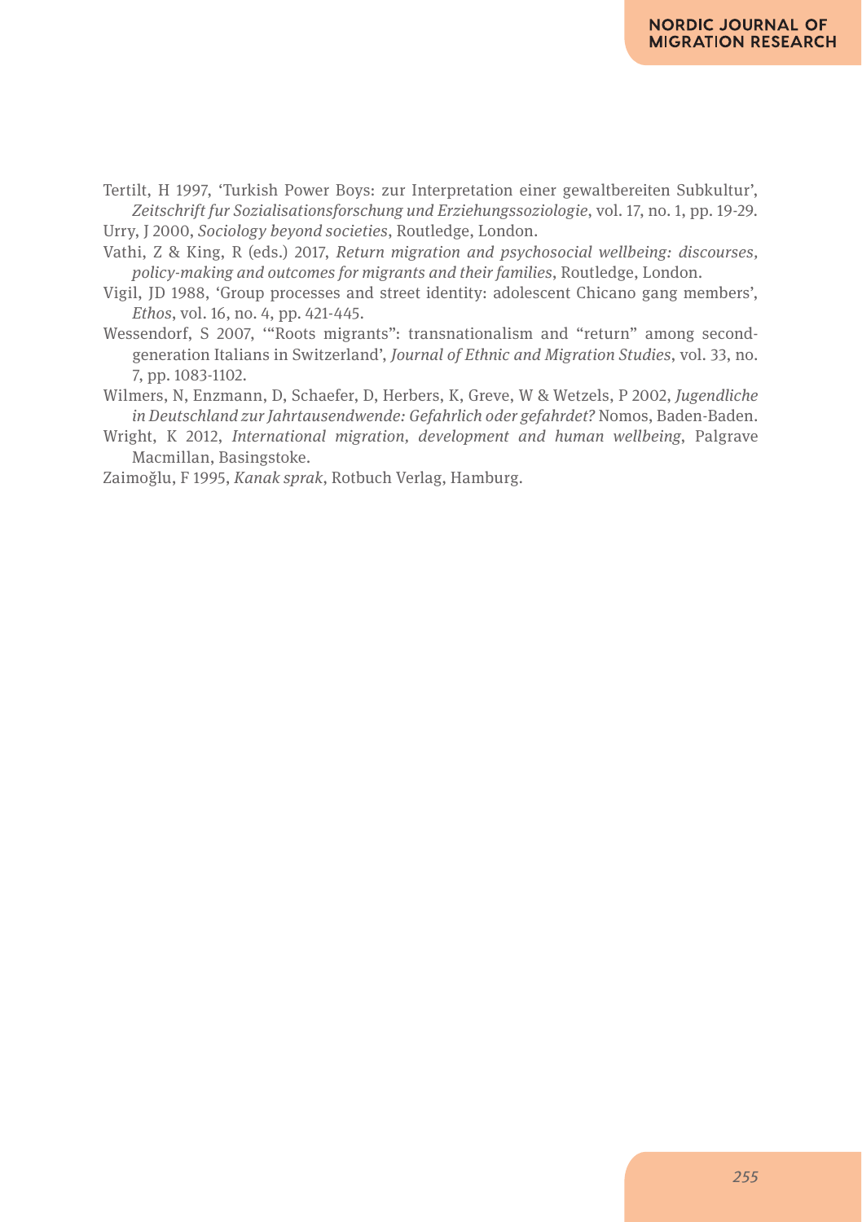Tertilt, H 1997, 'Turkish Power Boys: zur Interpretation einer gewaltbereiten Subkultur', *Zeitschrift fur Sozialisationsforschung und Erziehungssoziologie*, vol. 17, no. 1, pp. 19-29.

Urry, J 2000, *Sociology beyond societies*, Routledge, London.

Vathi, Z & King, R (eds.) 2017, *Return migration and psychosocial wellbeing: discourses, policy-making and outcomes for migrants and their families*, Routledge, London.

Vigil, JD 1988, 'Group processes and street identity: adolescent Chicano gang members', *Ethos*, vol. 16, no. 4, pp. 421-445.

Wessendorf, S 2007, '"Roots migrants": transnationalism and "return" among second-generation Italians in Switzerland', *Journal of Ethnic and Migration Studies*, vol. 33, no. 7, pp. 1083-1102.

Wilmers, N, Enzmann, D, Schaefer, D, Herbers, K, Greve, W & Wetzels, P 2002, *Jugendliche in Deutschland zur Jahrtausendwende: Gefahrlich oder gefahrdet?* Nomos, Baden-Baden.

Wright, K 2012, *International migration, development and human wellbeing*, Palgrave Macmillan, Basingstoke.

Zaimoğlu, F 1995, *Kanak sprak*, Rotbuch Verlag, Hamburg.